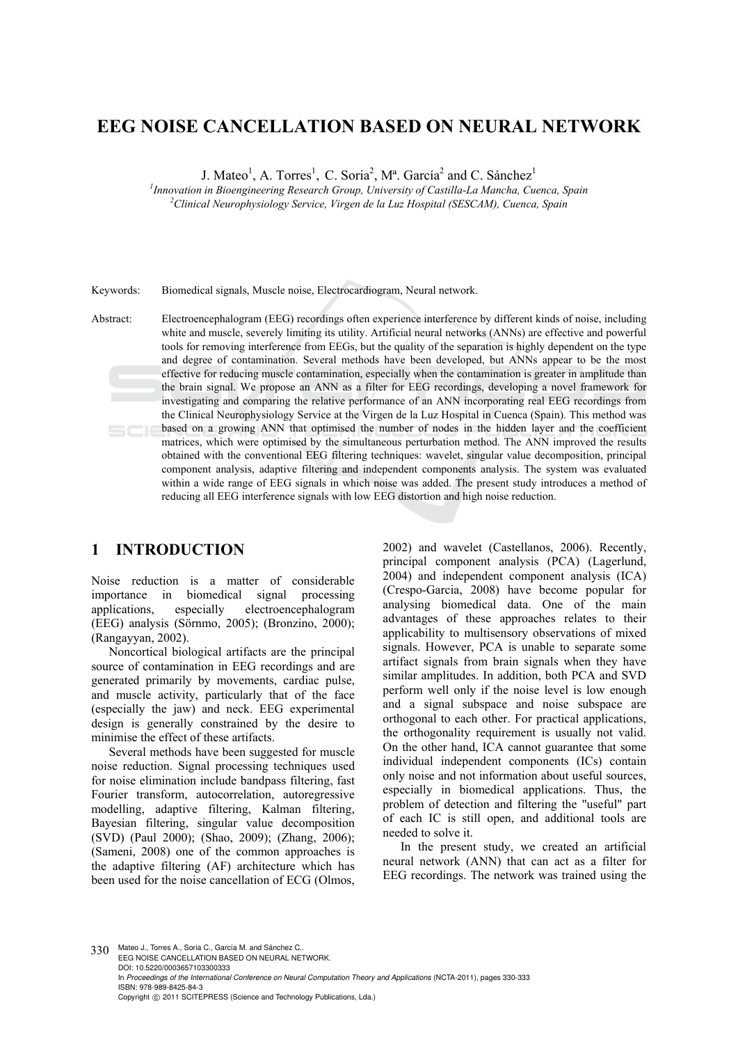# EEG NOISE CANCELLATION BASED ON NEURAL NETWORK

J. Mateo[1], A. Torres[1], C. Soria[2], Mª. García[2] and C. Sánchez[1]

[1]*Innovation in Bioengineering Research Group, University of Castilla-La Mancha, Cuenca, Spain*
[2]*Clinical Neurophysiology Service, Virgen de la Luz Hospital (SESCAM), Cuenca, Spain*

Keywords: Biomedical signals, Muscle noise, Electrocardiogram, Neural network.

Abstract: Electroencephalogram (EEG) recordings often experience interference by different kinds of noise, including white and muscle, severely limiting its utility. Artificial neural networks (ANNs) are effective and powerful tools for removing interference from EEGs, but the quality of the separation is highly dependent on the type and degree of contamination. Several methods have been developed, but ANNs appear to be the most effective for reducing muscle contamination, especially when the contamination is greater in amplitude than the brain signal. We propose an ANN as a filter for EEG recordings, developing a novel framework for investigating and comparing the relative performance of an ANN incorporating real EEG recordings from the Clinical Neurophysiology Service at the Virgen de la Luz Hospital in Cuenca (Spain). This method was based on a growing ANN that optimised the number of nodes in the hidden layer and the coefficient matrices, which were optimised by the simultaneous perturbation method. The ANN improved the results obtained with the conventional EEG filtering techniques: wavelet, singular value decomposition, principal component analysis, adaptive filtering and independent components analysis. The system was evaluated within a wide range of EEG signals in which noise was added. The present study introduces a method of reducing all EEG interference signals with low EEG distortion and high noise reduction.

## 1 INTRODUCTION

Noise reduction is a matter of considerable importance in biomedical signal processing applications, especially electroencephalogram (EEG) analysis (Sörnmo, 2005); (Bronzino, 2000); (Rangayyan, 2002).

Noncortical biological artifacts are the principal source of contamination in EEG recordings and are generated primarily by movements, cardiac pulse, and muscle activity, particularly that of the face (especially the jaw) and neck. EEG experimental design is generally constrained by the desire to minimise the effect of these artifacts.

Several methods have been suggested for muscle noise reduction. Signal processing techniques used for noise elimination include bandpass filtering, fast Fourier transform, autocorrelation, autoregressive modelling, adaptive filtering, Kalman filtering, Bayesian filtering, singular value decomposition (SVD) (Paul 2000); (Shao, 2009); (Zhang, 2006); (Sameni, 2008) one of the common approaches is the adaptive filtering (AF) architecture which has been used for the noise cancellation of ECG (Olmos, 2002) and wavelet (Castellanos, 2006). Recently, principal component analysis (PCA) (Lagerlund, 2004) and independent component analysis (ICA) (Crespo-Garcia, 2008) have become popular for analysing biomedical data. One of the main advantages of these approaches relates to their applicability to multisensory observations of mixed signals. However, PCA is unable to separate some artifact signals from brain signals when they have similar amplitudes. In addition, both PCA and SVD perform well only if the noise level is low enough and a signal subspace and noise subspace are orthogonal to each other. For practical applications, the orthogonality requirement is usually not valid. On the other hand, ICA cannot guarantee that some individual independent components (ICs) contain only noise and not information about useful sources, especially in biomedical applications. Thus, the problem of detection and filtering the "useful" part of each IC is still open, and additional tools are needed to solve it.

In the present study, we created an artificial neural network (ANN) that can act as a filter for EEG recordings. The network was trained using the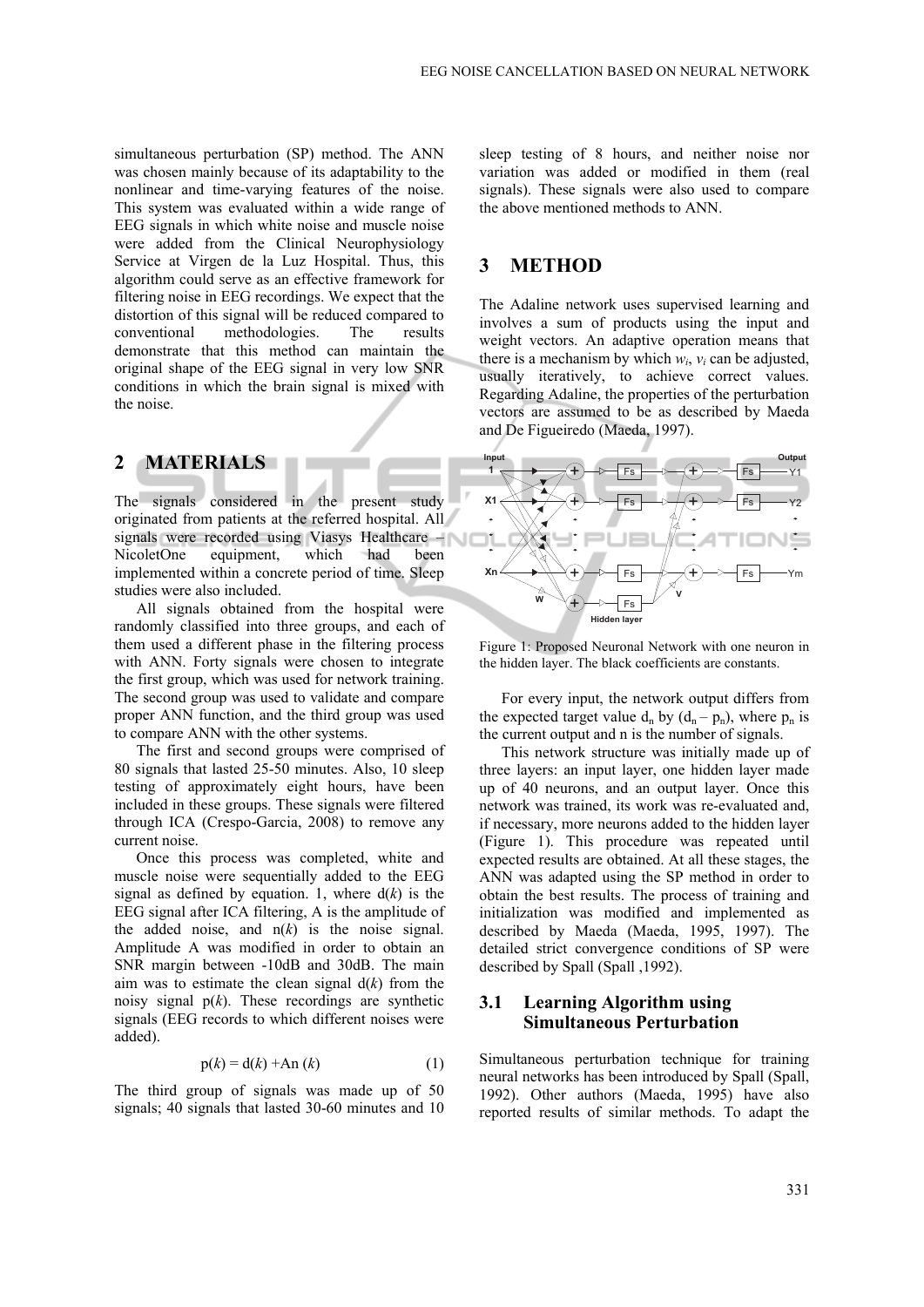simultaneous perturbation (SP) method. The ANN was chosen mainly because of its adaptability to the nonlinear and time-varying features of the noise. This system was evaluated within a wide range of EEG signals in which white noise and muscle noise were added from the Clinical Neurophysiology Service at Virgen de la Luz Hospital. Thus, this algorithm could serve as an effective framework for filtering noise in EEG recordings. We expect that the distortion of this signal will be reduced compared to conventional methodologies. The results demonstrate that this method can maintain the original shape of the EEG signal in very low SNR conditions in which the brain signal is mixed with the noise.

## 2 MATERIALS

The signals considered in the present study originated from patients at the referred hospital. All signals were recorded using Viasys Healthcare – NicoletOne equipment, which had been implemented within a concrete period of time. Sleep studies were also included.

All signals obtained from the hospital were randomly classified into three groups, and each of them used a different phase in the filtering process with ANN. Forty signals were chosen to integrate the first group, which was used for network training. The second group was used to validate and compare proper ANN function, and the third group was used to compare ANN with the other systems.

The first and second groups were comprised of 80 signals that lasted 25-50 minutes. Also, 10 sleep testing of approximately eight hours, have been included in these groups. These signals were filtered through ICA (Crespo-Garcia, 2008) to remove any current noise.

Once this process was completed, white and muscle noise were sequentially added to the EEG signal as defined by equation. 1, where $d(k)$ is the EEG signal after ICA filtering, A is the amplitude of the added noise, and $n(k)$ is the noise signal. Amplitude A was modified in order to obtain an SNR margin between -10dB and 30dB. The main aim was to estimate the clean signal $d(k)$ from the noisy signal $p(k)$. These recordings are synthetic signals (EEG records to which different noises were added).

$$p(k) = d(k) + An(k) \tag{1}$$

The third group of signals was made up of 50 signals; 40 signals that lasted 30-60 minutes and 10 sleep testing of 8 hours, and neither noise nor variation was added or modified in them (real signals). These signals were also used to compare the above mentioned methods to ANN.

## 3 METHOD

The Adaline network uses supervised learning and involves a sum of products using the input and weight vectors. An adaptive operation means that there is a mechanism by which $w_i$, $v_i$ can be adjusted, usually iteratively, to achieve correct values. Regarding Adaline, the properties of the perturbation vectors are assumed to be as described by Maeda and De Figueiredo (Maeda, 1997).

Figure 1: Proposed Neuronal Network with one neuron in the hidden layer. The black coefficients are constants.

For every input, the network output differs from the expected target value $d_n$ by $(d_n – p_n)$, where $p_n$ is the current output and n is the number of signals.

This network structure was initially made up of three layers: an input layer, one hidden layer made up of 40 neurons, and an output layer. Once this network was trained, its work was re-evaluated and, if necessary, more neurons added to the hidden layer (Figure 1). This procedure was repeated until expected results are obtained. At all these stages, the ANN was adapted using the SP method in order to obtain the best results. The process of training and initialization was modified and implemented as described by Maeda (Maeda, 1995, 1997). The detailed strict convergence conditions of SP were described by Spall (Spall ,1992).

### 3.1 Learning Algorithm using Simultaneous Perturbation

Simultaneous perturbation technique for training neural networks has been introduced by Spall (Spall, 1992). Other authors (Maeda, 1995) have also reported results of similar methods. To adapt the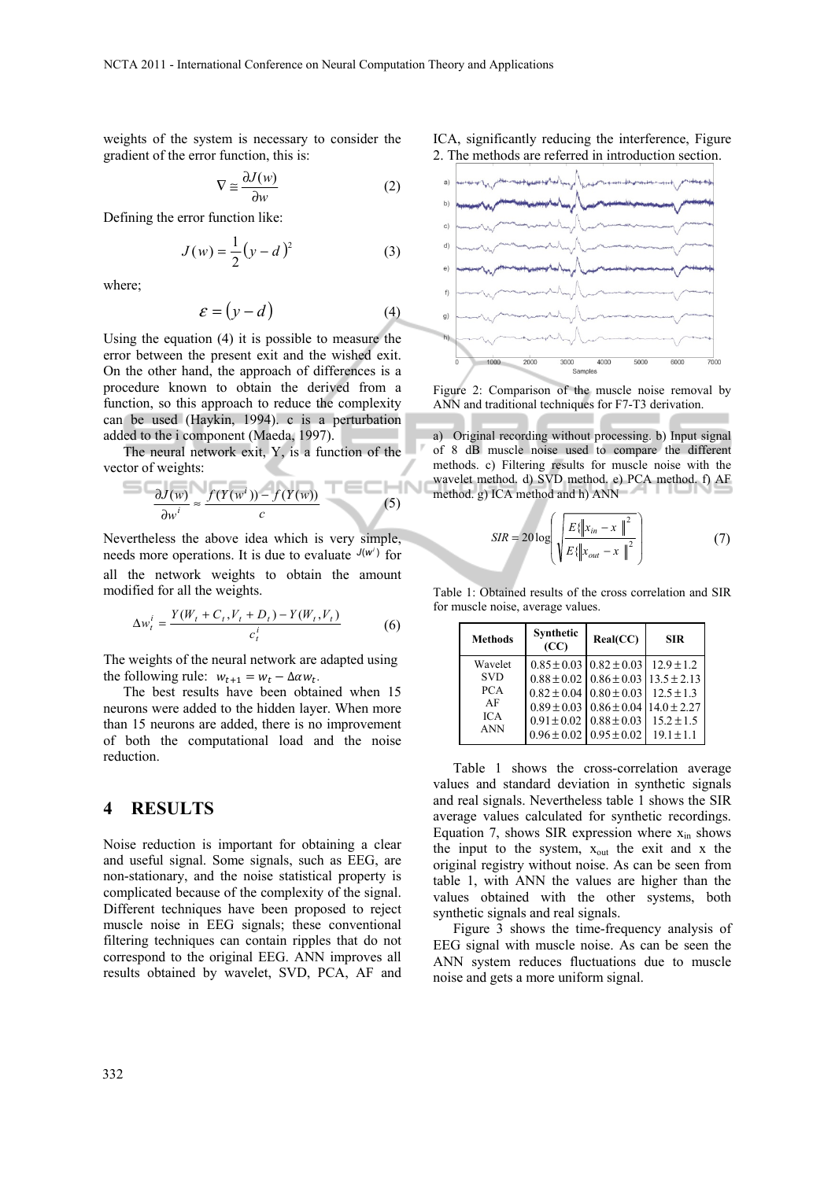weights of the system is necessary to consider the gradient of the error function, this is:

$$\nabla \cong \frac{\partial J(w)}{\partial w} \tag{2}$$

Defining the error function like:

$$J(w) = \frac{1}{2}(y - d)^2 \tag{3}$$

where;

$$\varepsilon = (y - d) \tag{4}$$

Using the equation (4) it is possible to measure the error between the present exit and the wished exit. On the other hand, the approach of differences is a procedure known to obtain the derived from a function, so this approach to reduce the complexity can be used (Haykin, 1994). c is a perturbation added to the i component (Maeda, 1997).

The neural network exit, Y, is a function of the vector of weights:

$$\frac{\partial J(w)}{\partial w^i} \approx \frac{f(Y(w^i)) - f(Y(w))}{c} \tag{5}$$

Nevertheless the above idea which is very simple, needs more operations. It is due to evaluate $J(w^i)$ for all the network weights to obtain the amount modified for all the weights.

$$\Delta w_t^i = \frac{Y(W_t + C_t, V_t + D_t) - Y(W_t, V_t)}{c_t^i} \tag{6}$$

The weights of the neural network are adapted using the following rule: $w_{t+1} = w_t - \Delta \alpha w_t$.

The best results have been obtained when 15 neurons were added to the hidden layer. When more than 15 neurons are added, there is no improvement of both the computational load and the noise reduction.

## 4 RESULTS

Noise reduction is important for obtaining a clear and useful signal. Some signals, such as EEG, are non-stationary, and the noise statistical property is complicated because of the complexity of the signal. Different techniques have been proposed to reject muscle noise in EEG signals; these conventional filtering techniques can contain ripples that do not correspond to the original EEG. ANN improves all results obtained by wavelet, SVD, PCA, AF and ICA, significantly reducing the interference, Figure 2. The methods are referred in introduction section.

Figure 2: Comparison of the muscle noise removal by ANN and traditional techniques for F7-T3 derivation.

a) Original recording without processing. b) Input signal of 8 dB muscle noise used to compare the different methods. c) Filtering results for muscle noise with the wavelet method. d) SVD method. e) PCA method. f) AF method. g) ICA method and h) ANN

$$SIR = 20\log\left(\sqrt{\frac{E\{\|x_{in} - x\|^2}{E\{\|x_{out} - x\|^2}}\right) \tag{7}$$

Table 1: Obtained results of the cross correlation and SIR for muscle noise, average values.

| Methods | Synthetic (CC) | Real(CC) | SIR |
|---|---|---|---|
| Wavelet | $0.85 \pm 0.03$ | $0.82 \pm 0.03$ | $12.9 \pm 1.2$ |
| SVD | $0.88 \pm 0.02$ | $0.86 \pm 0.03$ | $13.5 \pm 2.13$ |
| PCA | $0.82 \pm 0.04$ | $0.80 \pm 0.03$ | $12.5 \pm 1.3$ |
| AF | $0.89 \pm 0.03$ | $0.86 \pm 0.04$ | $14.0 \pm 2.27$ |
| ICA | $0.91 \pm 0.02$ | $0.88 \pm 0.03$ | $15.2 \pm 1.5$ |
| ANN | $0.96 \pm 0.02$ | $0.95 \pm 0.02$ | $19.1 \pm 1.1$ |

Table 1 shows the cross-correlation average values and standard deviation in synthetic signals and real signals. Nevertheless table 1 shows the SIR average values calculated for synthetic recordings. Equation 7, shows SIR expression where $x_{in}$ shows the input to the system, $x_{out}$ the exit and x the original registry without noise. As can be seen from table 1, with ANN the values are higher than the values obtained with the other systems, both synthetic signals and real signals.

Figure 3 shows the time-frequency analysis of EEG signal with muscle noise. As can be seen the ANN system reduces fluctuations due to muscle noise and gets a more uniform signal.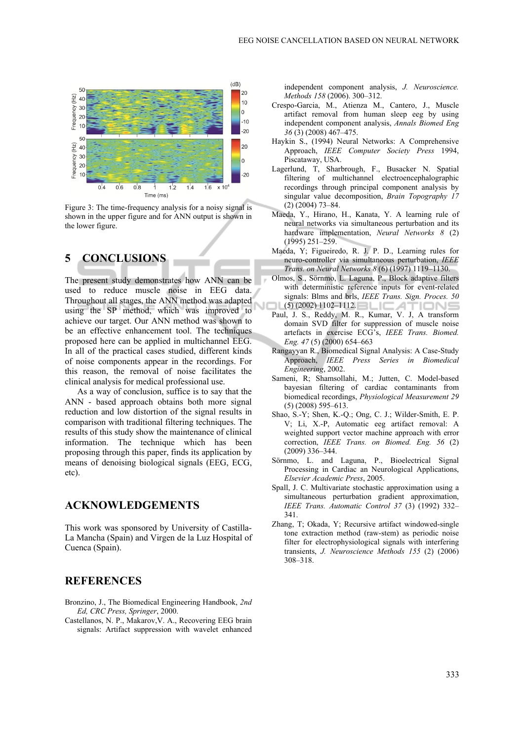(dB)
50
40
30
20
10
Frequency (Hz)
20
10
0
-10
-20
50
40
30
20
10
Frequency (Hz)
20
0
-20
0.4 0.6 0.8 1 1.2 1.4 1.6 x 10^4
Time (ms)

Figure 3: The time-frequency analysis for a noisy signal is shown in the upper figure and for ANN output is shown in the lower figure.

## 5 CONCLUSIONS

The present study demonstrates how ANN can be used to reduce muscle noise in EEG data. Throughout all stages, the ANN method was adapted using the SP method, which was improved to achieve our target. Our ANN method was shown to be an effective enhancement tool. The techniques proposed here can be applied in multichannel EEG. In all of the practical cases studied, different kinds of noise components appear in the recordings. For this reason, the removal of noise facilitates the clinical analysis for medical professional use.

As a way of conclusion, suffice is to say that the ANN - based approach obtains both more signal reduction and low distortion of the signal results in comparison with traditional filtering techniques. The results of this study show the maintenance of clinical information. The technique which has been proposing through this paper, finds its application by means of denoising biological signals (EEG, ECG, etc).

## ACKNOWLEDGEMENTS

This work was sponsored by University of Castilla-La Mancha (Spain) and Virgen de la Luz Hospital of Cuenca (Spain).

## REFERENCES

Bronzino, J., The Biomedical Engineering Handbook, *2nd Ed, CRC Press, Springer*, 2000.

Castellanos, N. P., Makarov,V. A., Recovering EEG brain signals: Artifact suppression with wavelet enhanced independent component analysis, *J. Neuroscience. Methods 158* (2006). 300–312.

Crespo-Garcia, M., Atienza M., Cantero, J., Muscle artifact removal from human sleep eeg by using independent component analysis, *Annals Biomed Eng 36* (3) (2008) 467–475.

Haykin S., (1994) Neural Networks: A Comprehensive Approach, *IEEE Computer Society Press* 1994, Piscataway, USA.

Lagerlund, T, Sharbrough, F., Busacker N. Spatial filtering of multichannel electroencephalographic recordings through principal component analysis by singular value decomposition, *Brain Topography 17* (2) (2004) 73–84.

Maeda, Y., Hirano, H., Kanata, Y. A learning rule of neural networks via simultaneous perturbation and its hardware implementation, *Neural Networks 8* (2) (1995) 251–259.

Maeda, Y; Figueiredo, R. J. P. D., Learning rules for neuro-controller via simultaneous perturbation, *IEEE Trans. on Neural Networks 8* (6) (1997) 1119–1130.

Olmos, S., Sörnmo, L. Laguna, P., Block adaptive filters with deterministic reference inputs for event-related signals: Blms and brls, *IEEE Trans. Sign. Proces. 50* (5) (2002) 1102–1112.

Paul, J. S., Reddy, M. R., Kumar, V. J, A transform domain SVD filter for suppression of muscle noise artefacts in exercise ECG's, *IEEE Trans. Biomed. Eng. 47* (5) (2000) 654–663

Rangayyan R., Biomedical Signal Analysis: A Case-Study Approach, *IEEE Press Series in Biomedical Engineering*, 2002.

Sameni, R; Shamsollahi, M.; Jutten, C. Model-based bayesian filtering of cardiac contaminants from biomedical recordings, *Physiological Measurement 29* (5) (2008) 595–613.

Shao, S.-Y; Shen, K.-Q.; Ong, C. J.; Wilder-Smith, E. P. V; Li, X.-P, Automatic eeg artifact removal: A weighted support vector machine approach with error correction, *IEEE Trans. on Biomed. Eng. 56* (2) (2009) 336–344.

Sörnmo, L. and Laguna, P., Bioelectrical Signal Processing in Cardiac an Neurological Applications, *Elsevier Academic Press*, 2005.

Spall, J. C. Multivariate stochastic approximation using a simultaneous perturbation gradient approximation, *IEEE Trans. Automatic Control 37* (3) (1992) 332–341.

Zhang, T; Okada, Y; Recursive artifact windowed-single tone extraction method (raw-stem) as periodic noise filter for electrophysiological signals with interfering transients, *J. Neuroscience Methods 155* (2) (2006) 308–318.